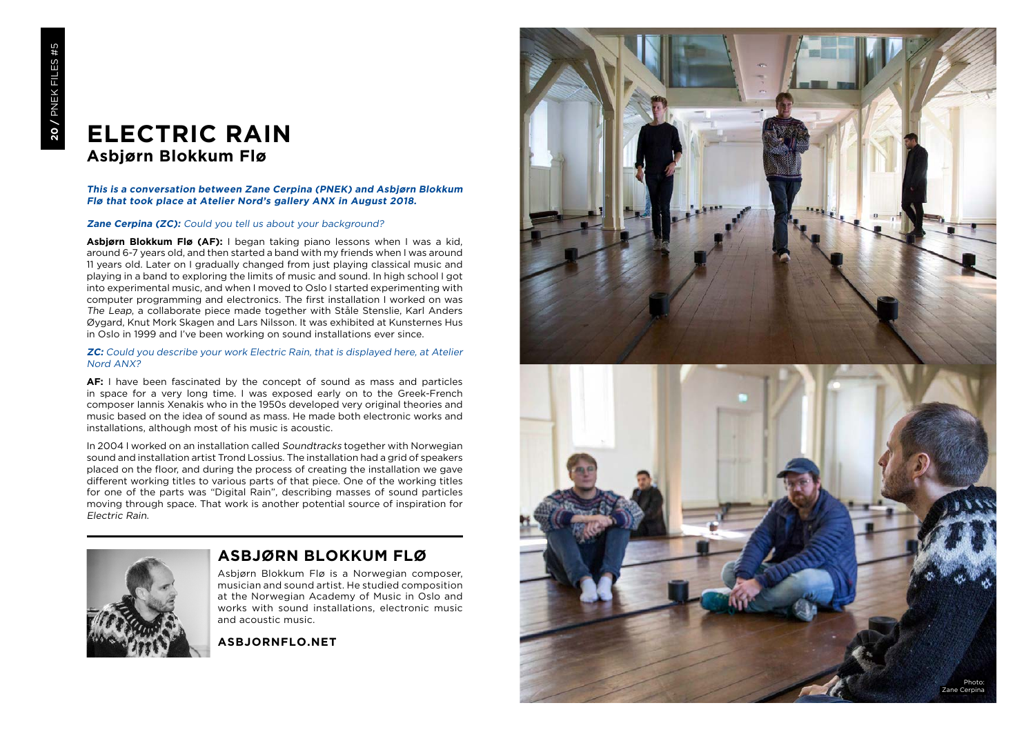# ELECTRIC RAIN

## Asbjørn Blokkum Flø

***This is a conversation between Zane Cerpina (PNEK) and Asbjørn Blokkum Flø that took place at Atelier Nord's gallery ANX in August 2018.***

***Zane Cerpina (ZC):*** *Could you tell us about your background?*

**Asbjørn Blokkum Flø (AF):** I began taking piano lessons when I was a kid, around 6-7 years old, and then started a band with my friends when I was around 11 years old. Later on I gradually changed from just playing classical music and playing in a band to exploring the limits of music and sound. In high school I got into experimental music, and when I moved to Oslo I started experimenting with computer programming and electronics. The first installation I worked on was *The Leap*, a collaborate piece made together with Ståle Stenslie, Karl Anders Øygard, Knut Mork Skagen and Lars Nilsson. It was exhibited at Kunsternes Hus in Oslo in 1999 and I've been working on sound installations ever since.

***ZC:*** *Could you describe your work Electric Rain, that is displayed here, at Atelier Nord ANX?*

**AF:** I have been fascinated by the concept of sound as mass and particles in space for a very long time. I was exposed early on to the Greek-French composer Iannis Xenakis who in the 1950s developed very original theories and music based on the idea of sound as mass. He made both electronic works and installations, although most of his music is acoustic.

In 2004 I worked on an installation called *Soundtracks* together with Norwegian sound and installation artist Trond Lossius. The installation had a grid of speakers placed on the floor, and during the process of creating the installation we gave different working titles to various parts of that piece. One of the working titles for one of the parts was "Digital Rain", describing masses of sound particles moving through space. That work is another potential source of inspiration for *Electric Rain*.

## ASBJØRN BLOKKUM FLØ

Asbjørn Blokkum Flø is a Norwegian composer, musician and sound artist. He studied composition at the Norwegian Academy of Music in Oslo and works with sound installations, electronic music and acoustic music.

**ASBJORNFLO.NET**

Photo: Zane Cerpina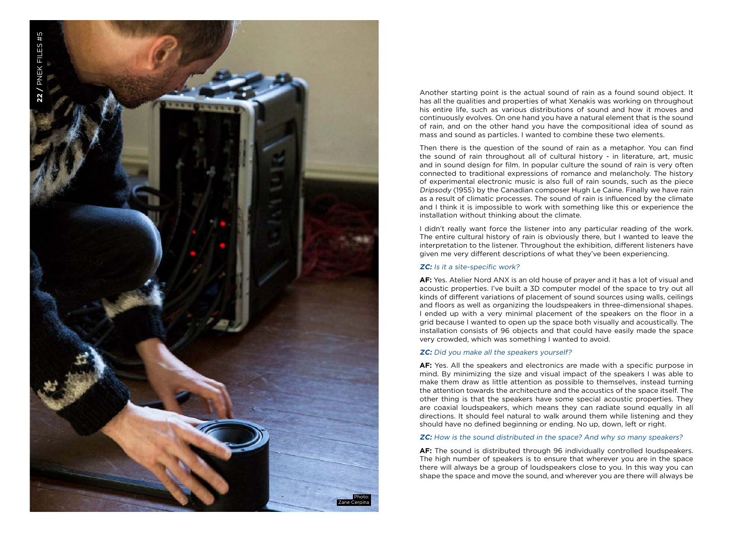Another starting point is the actual sound of rain as a found sound object. It has all the qualities and properties of what Xenakis was working on throughout his entire life, such as various distributions of sound and how it moves and continuously evolves. On one hand you have a natural element that is the sound of rain, and on the other hand you have the compositional idea of sound as mass and sound as particles. I wanted to combine these two elements.

Then there is the question of the sound of rain as a metaphor. You can find the sound of rain throughout all of cultural history - in literature, art, music and in sound design for film. In popular culture the sound of rain is very often connected to traditional expressions of romance and melancholy. The history of experimental electronic music is also full of rain sounds, such as the piece *Dripsody* (1955) by the Canadian composer Hugh Le Caine. Finally we have rain as a result of climatic processes. The sound of rain is influenced by the climate and I think it is impossible to work with something like this or experience the installation without thinking about the climate.

I didn't really want force the listener into any particular reading of the work. The entire cultural history of rain is obviously there, but I wanted to leave the interpretation to the listener. Throughout the exhibition, different listeners have given me very different descriptions of what they've been experiencing.

***ZC:*** *Is it a site-specific work?*

**AF:** Yes. Atelier Nord ANX is an old house of prayer and it has a lot of visual and acoustic properties. I've built a 3D computer model of the space to try out all kinds of different variations of placement of sound sources using walls, ceilings and floors as well as organizing the loudspeakers in three-dimensional shapes. I ended up with a very minimal placement of the speakers on the floor in a grid because I wanted to open up the space both visually and acoustically. The installation consists of 96 objects and that could have easily made the space very crowded, which was something I wanted to avoid.

***ZC:*** *Did you make all the speakers yourself?*

**AF:** Yes. All the speakers and electronics are made with a specific purpose in mind. By minimizing the size and visual impact of the speakers I was able to make them draw as little attention as possible to themselves, instead turning the attention towards the architecture and the acoustics of the space itself. The other thing is that the speakers have some special acoustic properties. They are coaxial loudspeakers, which means they can radiate sound equally in all directions. It should feel natural to walk around them while listening and they should have no defined beginning or ending. No up, down, left or right.

***ZC:*** *How is the sound distributed in the space? And why so many speakers?*

**AF:** The sound is distributed through 96 individually controlled loudspeakers. The high number of speakers is to ensure that wherever you are in the space there will always be a group of loudspeakers close to you. In this way you can shape the space and move the sound, and wherever you are there will always be

Photo: Zane Cerpina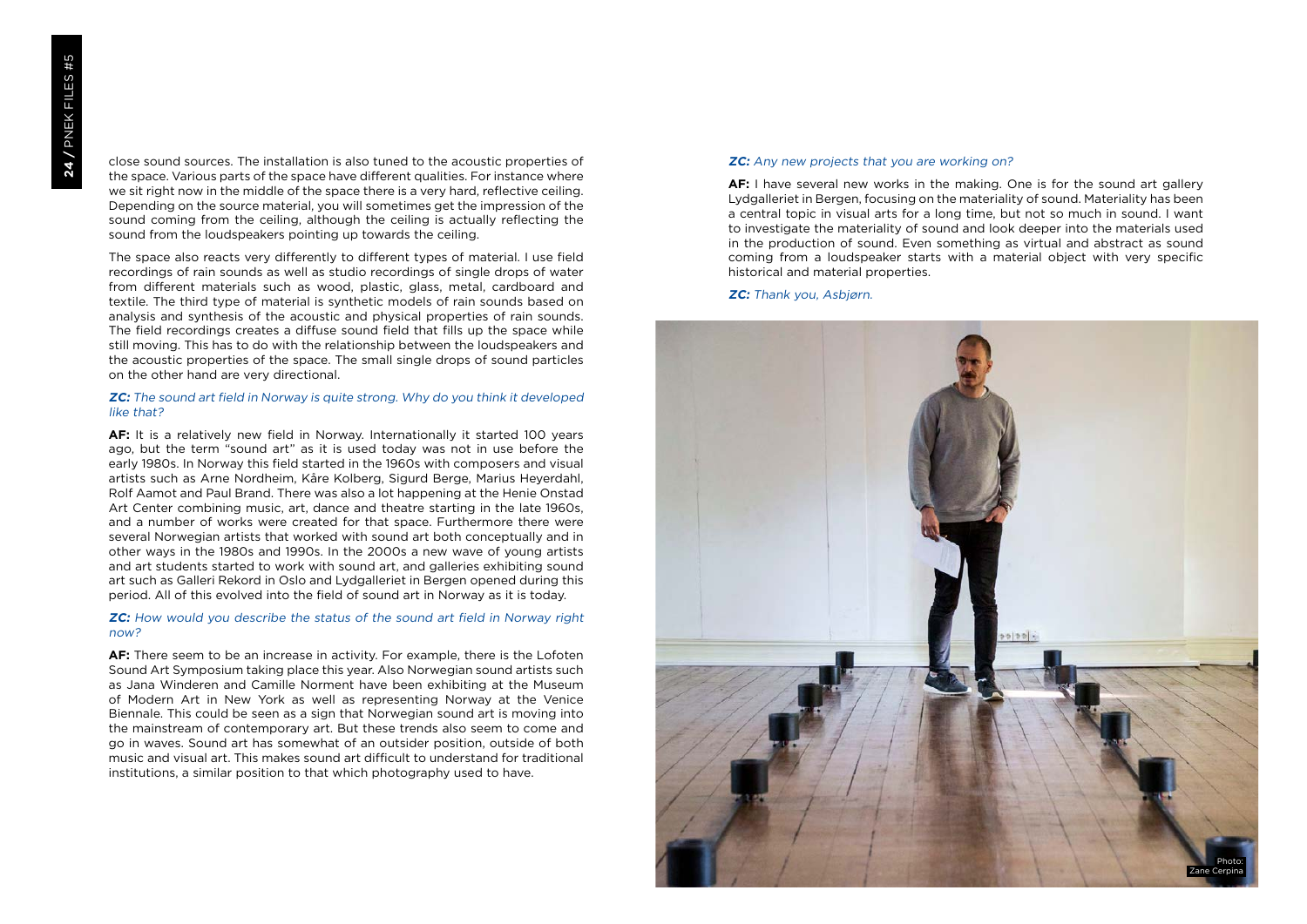close sound sources. The installation is also tuned to the acoustic properties of the space. Various parts of the space have different qualities. For instance where we sit right now in the middle of the space there is a very hard, reflective ceiling. Depending on the source material, you will sometimes get the impression of the sound coming from the ceiling, although the ceiling is actually reflecting the sound from the loudspeakers pointing up towards the ceiling.

The space also reacts very differently to different types of material. I use field recordings of rain sounds as well as studio recordings of single drops of water from different materials such as wood, plastic, glass, metal, cardboard and textile. The third type of material is synthetic models of rain sounds based on analysis and synthesis of the acoustic and physical properties of rain sounds. The field recordings creates a diffuse sound field that fills up the space while still moving. This has to do with the relationship between the loudspeakers and the acoustic properties of the space. The small single drops of sound particles on the other hand are very directional.

***ZC:** The sound art field in Norway is quite strong. Why do you think it developed like that?*

**AF:** It is a relatively new field in Norway. Internationally it started 100 years ago, but the term "sound art" as it is used today was not in use before the early 1980s. In Norway this field started in the 1960s with composers and visual artists such as Arne Nordheim, Kåre Kolberg, Sigurd Berge, Marius Heyerdahl, Rolf Aamot and Paul Brand. There was also a lot happening at the Henie Onstad Art Center combining music, art, dance and theatre starting in the late 1960s, and a number of works were created for that space. Furthermore there were several Norwegian artists that worked with sound art both conceptually and in other ways in the 1980s and 1990s. In the 2000s a new wave of young artists and art students started to work with sound art, and galleries exhibiting sound art such as Galleri Rekord in Oslo and Lydgalleriet in Bergen opened during this period. All of this evolved into the field of sound art in Norway as it is today.

***ZC:** How would you describe the status of the sound art field in Norway right now?*

**AF:** There seem to be an increase in activity. For example, there is the Lofoten Sound Art Symposium taking place this year. Also Norwegian sound artists such as Jana Winderen and Camille Norment have been exhibiting at the Museum of Modern Art in New York as well as representing Norway at the Venice Biennale. This could be seen as a sign that Norwegian sound art is moving into the mainstream of contemporary art. But these trends also seem to come and go in waves. Sound art has somewhat of an outsider position, outside of both music and visual art. This makes sound art difficult to understand for traditional institutions, a similar position to that which photography used to have.

***ZC:** Any new projects that you are working on?*

**AF:** I have several new works in the making. One is for the sound art gallery Lydgalleriet in Bergen, focusing on the materiality of sound. Materiality has been a central topic in visual arts for a long time, but not so much in sound. I want to investigate the materiality of sound and look deeper into the materials used in the production of sound. Even something as virtual and abstract as sound coming from a loudspeaker starts with a material object with very specific historical and material properties.

***ZC:** Thank you, Asbjørn.*

Photo: Zane Cerpina